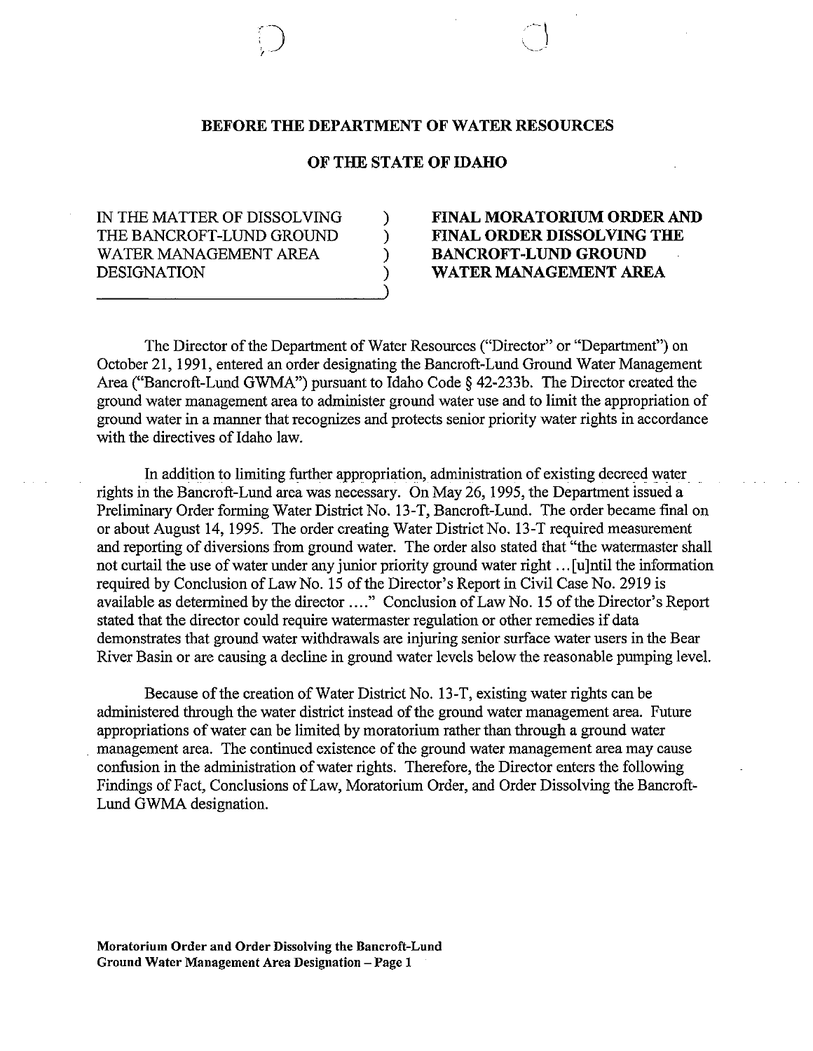**BEFORE THE DEPARTMENT OF WATER RESOURCES**

**OF THE STATE OF IDAHO**

| | | |
|---|---|---|
| IN THE MATTER OF DISSOLVING THE BANCROFT-LUND GROUND WATER MANAGEMENT AREA DESIGNATION | ) ) ) ) ) | **FINAL MORATORIUM ORDER AND FINAL ORDER DISSOLVING THE BANCROFT-LUND GROUND WATER MANAGEMENT AREA** |

The Director of the Department of Water Resources ("Director" or "Department") on October 21, 1991, entered an order designating the Bancroft-Lund Ground Water Management Area ("Bancroft-Lund GWMA") pursuant to Idaho Code § 42-233b. The Director created the ground water management area to administer ground water use and to limit the appropriation of ground water in a manner that recognizes and protects senior priority water rights in accordance with the directives of Idaho law.

In addition to limiting further appropriation, administration of existing decreed water rights in the Bancroft-Lund area was necessary. On May 26, 1995, the Department issued a Preliminary Order forming Water District No. 13-T, Bancroft-Lund. The order became final on or about August 14, 1995. The order creating Water District No. 13-T required measurement and reporting of diversions from ground water. The order also stated that "the watermaster shall not curtail the use of water under any junior priority ground water right ...[u]ntil the information required by Conclusion of Law No. 15 of the Director's Report in Civil Case No. 2919 is available as determined by the director ...." Conclusion of Law No. 15 of the Director's Report stated that the director could require watermaster regulation or other remedies if data demonstrates that ground water withdrawals are injuring senior surface water users in the Bear River Basin or are causing a decline in ground water levels below the reasonable pumping level.

Because of the creation of Water District No. 13-T, existing water rights can be administered through the water district instead of the ground water management area. Future appropriations of water can be limited by moratorium rather than through a ground water management area. The continued existence of the ground water management area may cause confusion in the administration of water rights. Therefore, the Director enters the following Findings of Fact, Conclusions of Law, Moratorium Order, and Order Dissolving the Bancroft-Lund GWMA designation.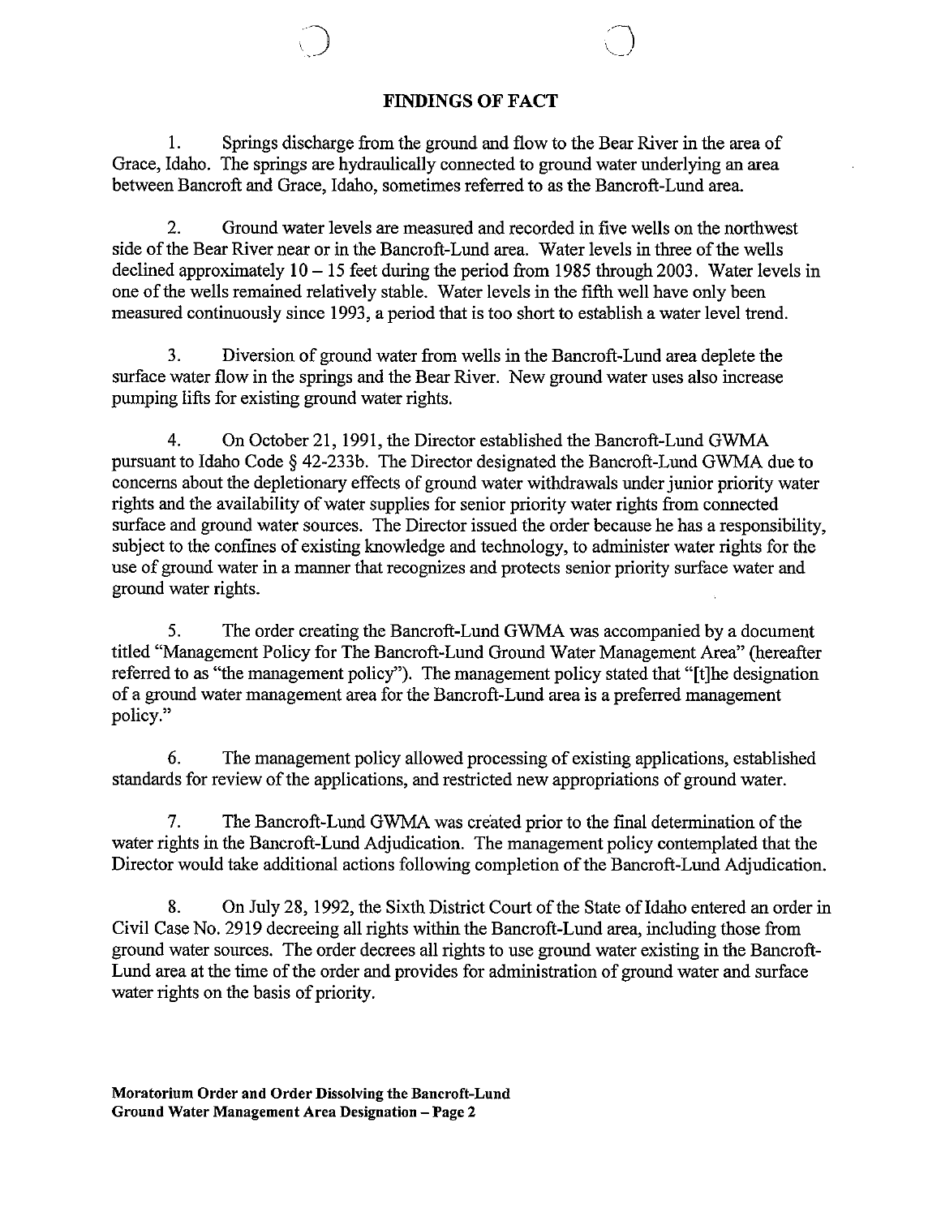## FINDINGS OF FACT

1. Springs discharge from the ground and flow to the Bear River in the area of Grace, Idaho. The springs are hydraulically connected to ground water underlying an area between Bancroft and Grace, Idaho, sometimes referred to as the Bancroft-Lund area.

2. Ground water levels are measured and recorded in five wells on the northwest side of the Bear River near or in the Bancroft-Lund area. Water levels in three of the wells declined approximately 10 – 15 feet during the period from 1985 through 2003. Water levels in one of the wells remained relatively stable. Water levels in the fifth well have only been measured continuously since 1993, a period that is too short to establish a water level trend.

3. Diversion of ground water from wells in the Bancroft-Lund area deplete the surface water flow in the springs and the Bear River. New ground water uses also increase pumping lifts for existing ground water rights.

4. On October 21, 1991, the Director established the Bancroft-Lund GWMA pursuant to Idaho Code § 42-233b. The Director designated the Bancroft-Lund GWMA due to concerns about the depletionary effects of ground water withdrawals under junior priority water rights and the availability of water supplies for senior priority water rights from connected surface and ground water sources. The Director issued the order because he has a responsibility, subject to the confines of existing knowledge and technology, to administer water rights for the use of ground water in a manner that recognizes and protects senior priority surface water and ground water rights.

5. The order creating the Bancroft-Lund GWMA was accompanied by a document titled "Management Policy for The Bancroft-Lund Ground Water Management Area" (hereafter referred to as "the management policy"). The management policy stated that "[t]he designation of a ground water management area for the Bancroft-Lund area is a preferred management policy."

6. The management policy allowed processing of existing applications, established standards for review of the applications, and restricted new appropriations of ground water.

7. The Bancroft-Lund GWMA was created prior to the final determination of the water rights in the Bancroft-Lund Adjudication. The management policy contemplated that the Director would take additional actions following completion of the Bancroft-Lund Adjudication.

8. On July 28, 1992, the Sixth District Court of the State of Idaho entered an order in Civil Case No. 2919 decreeing all rights within the Bancroft-Lund area, including those from ground water sources. The order decrees all rights to use ground water existing in the Bancroft-Lund area at the time of the order and provides for administration of ground water and surface water rights on the basis of priority.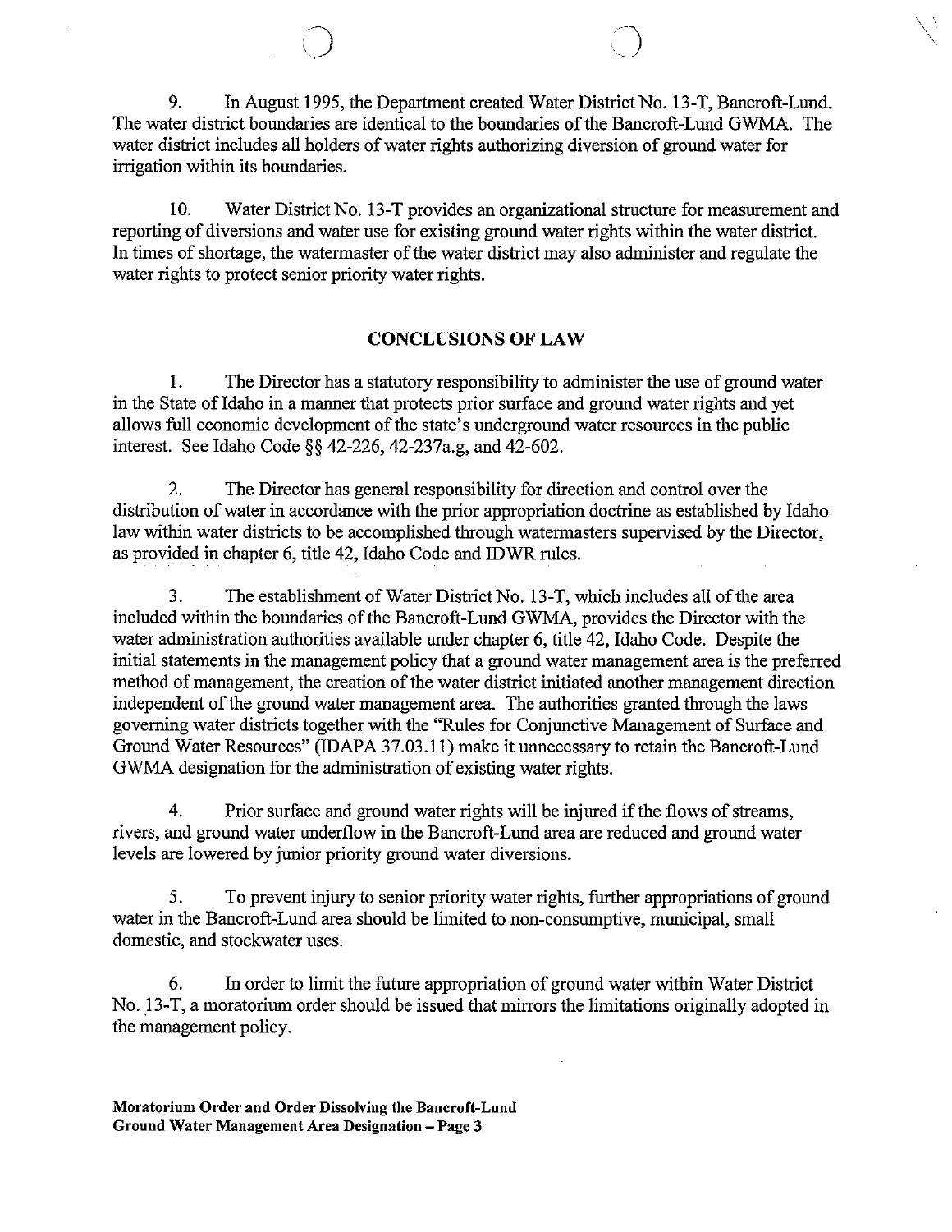9. In August 1995, the Department created Water District No. 13-T, Bancroft-Lund. The water district boundaries are identical to the boundaries of the Bancroft-Lund GWMA. The water district includes all holders of water rights authorizing diversion of ground water for irrigation within its boundaries.

10. Water District No. 13-T provides an organizational structure for measurement and reporting of diversions and water use for existing ground water rights within the water district. In times of shortage, the watermaster of the water district may also administer and regulate the water rights to protect senior priority water rights.

## CONCLUSIONS OF LAW

1. The Director has a statutory responsibility to administer the use of ground water in the State of Idaho in a manner that protects prior surface and ground water rights and yet allows full economic development of the state's underground water resources in the public interest. See Idaho Code §§ 42-226, 42-237a.g, and 42-602.

2. The Director has general responsibility for direction and control over the distribution of water in accordance with the prior appropriation doctrine as established by Idaho law within water districts to be accomplished through watermasters supervised by the Director, as provided in chapter 6, title 42, Idaho Code and IDWR rules.

3. The establishment of Water District No. 13-T, which includes all of the area included within the boundaries of the Bancroft-Lund GWMA, provides the Director with the water administration authorities available under chapter 6, title 42, Idaho Code. Despite the initial statements in the management policy that a ground water management area is the preferred method of management, the creation of the water district initiated another management direction independent of the ground water management area. The authorities granted through the laws governing water districts together with the "Rules for Conjunctive Management of Surface and Ground Water Resources" (IDAPA 37.03.11) make it unnecessary to retain the Bancroft-Lund GWMA designation for the administration of existing water rights.

4. Prior surface and ground water rights will be injured if the flows of streams, rivers, and ground water underflow in the Bancroft-Lund area are reduced and ground water levels are lowered by junior priority ground water diversions.

5. To prevent injury to senior priority water rights, further appropriations of ground water in the Bancroft-Lund area should be limited to non-consumptive, municipal, small domestic, and stockwater uses.

6. In order to limit the future appropriation of ground water within Water District No. 13-T, a moratorium order should be issued that mirrors the limitations originally adopted in the management policy.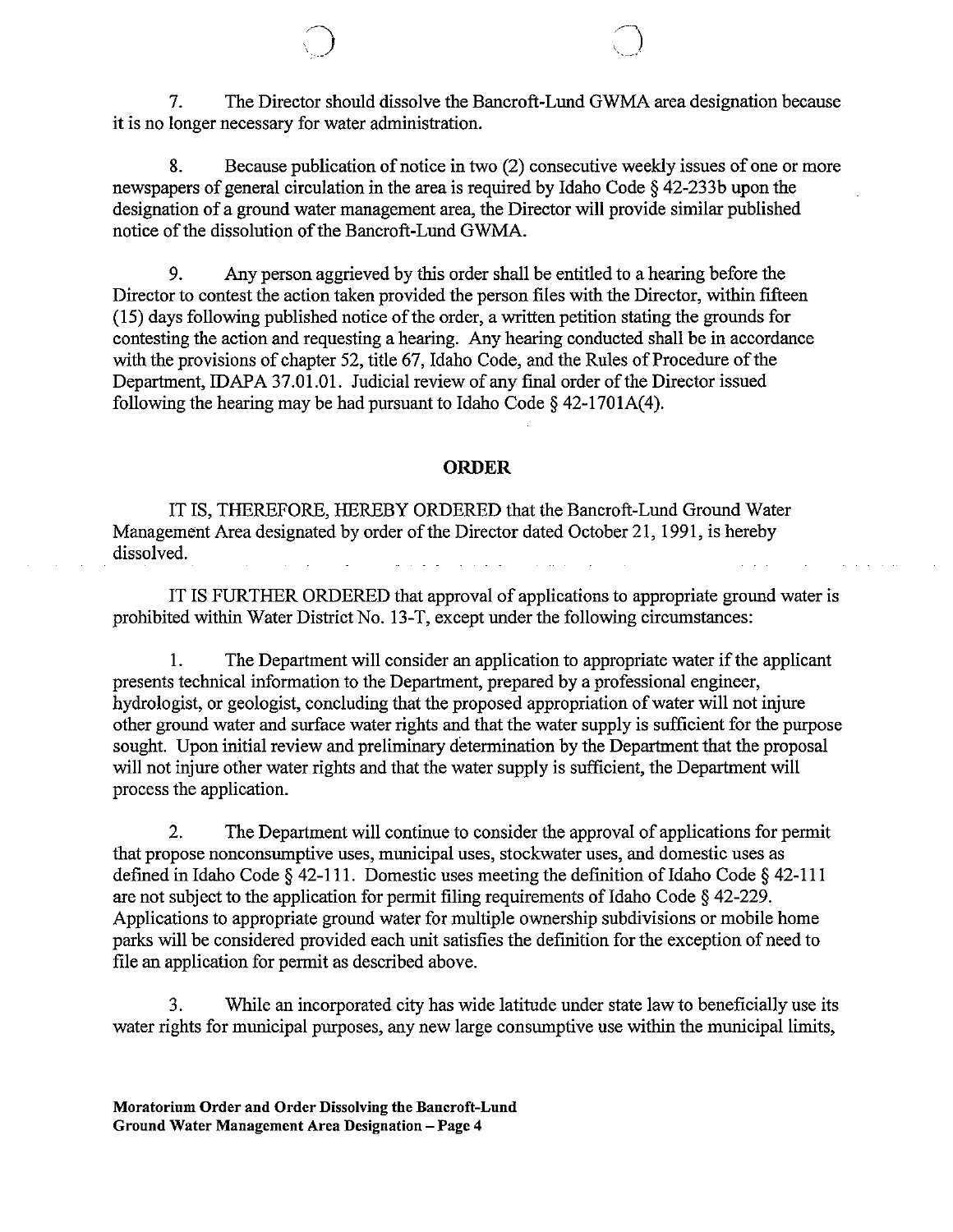7. The Director should dissolve the Bancroft-Lund GWMA area designation because it is no longer necessary for water administration.

8. Because publication of notice in two (2) consecutive weekly issues of one or more newspapers of general circulation in the area is required by Idaho Code § 42-233b upon the designation of a ground water management area, the Director will provide similar published notice of the dissolution of the Bancroft-Lund GWMA.

9. Any person aggrieved by this order shall be entitled to a hearing before the Director to contest the action taken provided the person files with the Director, within fifteen (15) days following published notice of the order, a written petition stating the grounds for contesting the action and requesting a hearing. Any hearing conducted shall be in accordance with the provisions of chapter 52, title 67, Idaho Code, and the Rules of Procedure of the Department, IDAPA 37.01.01. Judicial review of any final order of the Director issued following the hearing may be had pursuant to Idaho Code § 42-1701A(4).

## ORDER

IT IS, THEREFORE, HEREBY ORDERED that the Bancroft-Lund Ground Water Management Area designated by order of the Director dated October 21, 1991, is hereby dissolved.

IT IS FURTHER ORDERED that approval of applications to appropriate ground water is prohibited within Water District No. 13-T, except under the following circumstances:

1. The Department will consider an application to appropriate water if the applicant presents technical information to the Department, prepared by a professional engineer, hydrologist, or geologist, concluding that the proposed appropriation of water will not injure other ground water and surface water rights and that the water supply is sufficient for the purpose sought. Upon initial review and preliminary determination by the Department that the proposal will not injure other water rights and that the water supply is sufficient, the Department will process the application.

2. The Department will continue to consider the approval of applications for permit that propose nonconsumptive uses, municipal uses, stockwater uses, and domestic uses as defined in Idaho Code § 42-111. Domestic uses meeting the definition of Idaho Code § 42-111 are not subject to the application for permit filing requirements of Idaho Code § 42-229. Applications to appropriate ground water for multiple ownership subdivisions or mobile home parks will be considered provided each unit satisfies the definition for the exception of need to file an application for permit as described above.

3. While an incorporated city has wide latitude under state law to beneficially use its water rights for municipal purposes, any new large consumptive use within the municipal limits,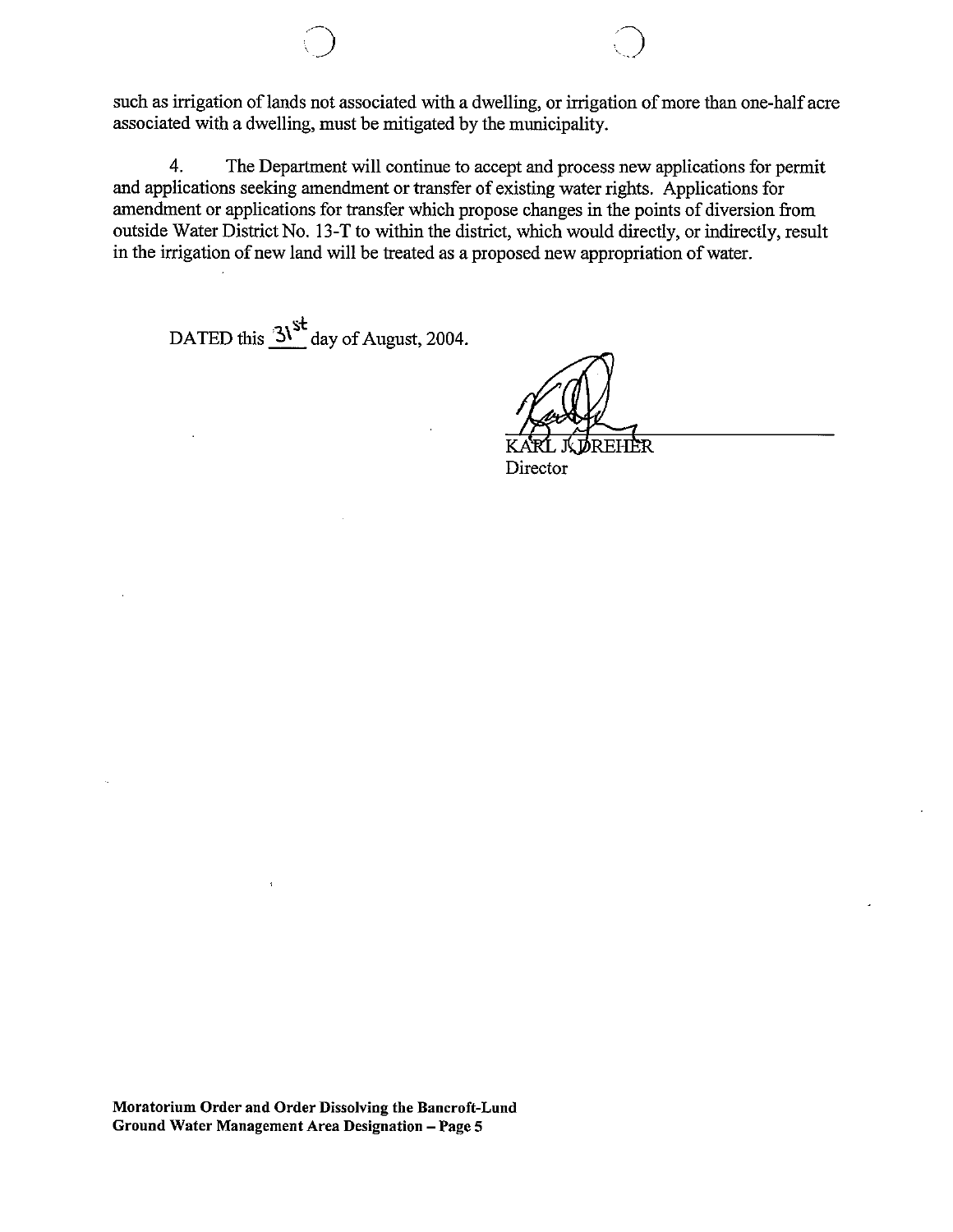such as irrigation of lands not associated with a dwelling, or irrigation of more than one-half acre associated with a dwelling, must be mitigated by the municipality.

4. The Department will continue to accept and process new applications for permit and applications seeking amendment or transfer of existing water rights. Applications for amendment or applications for transfer which propose changes in the points of diversion from outside Water District No. 13-T to within the district, which would directly, or indirectly, result in the irrigation of new land will be treated as a proposed new appropriation of water.

DATED this 31st day of August, 2004.

KARL J. DREHER
Director